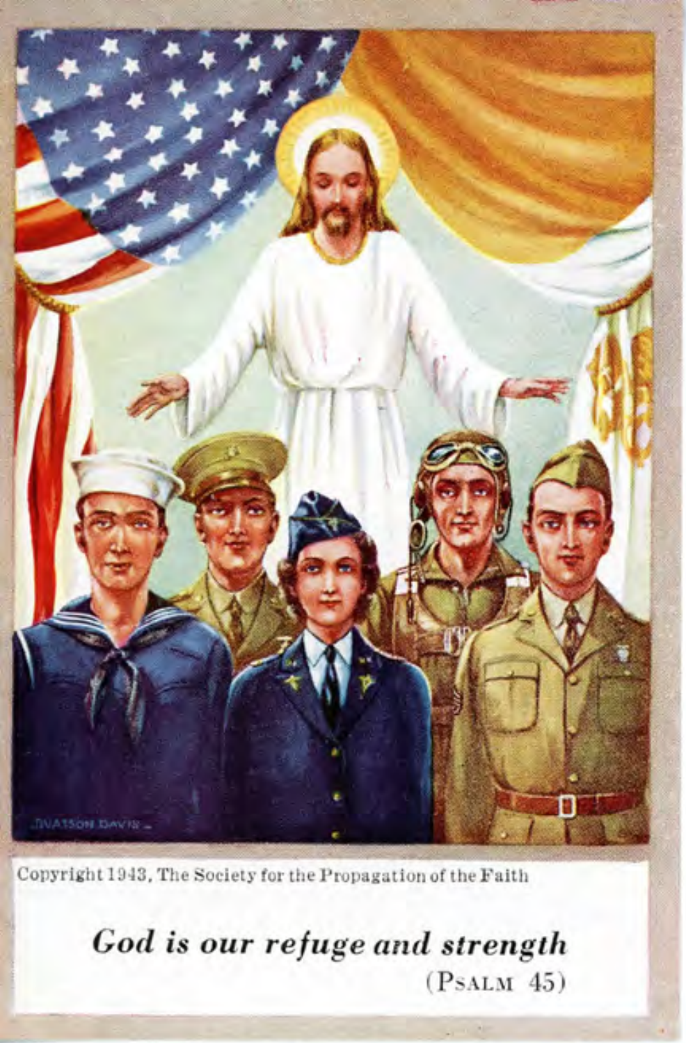Copyright 1943, The Society for the Propagation of the Faith

***God is our refuge and strength***
(PSALM 45)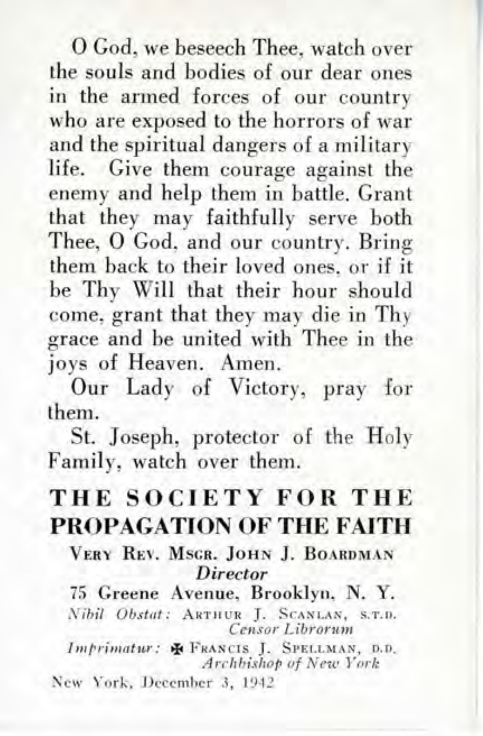O God, we beseech Thee, watch over the souls and bodies of our dear ones in the armed forces of our country who are exposed to the horrors of war and the spiritual dangers of a military life. Give them courage against the enemy and help them in battle. Grant that they may faithfully serve both Thee, O God, and our country. Bring them back to their loved ones, or if it be Thy Will that their hour should come, grant that they may die in Thy grace and be united with Thee in the joys of Heaven. Amen.

Our Lady of Victory, pray for them.

St. Joseph, protector of the Holy Family, watch over them.

## THE SOCIETY FOR THE PROPAGATION OF THE FAITH

VERY REV. MSGR. JOHN J. BOARDMAN
*Director*

75 Greene Avenue, Brooklyn, N. Y.

*Nihil Obstat:* ARTHUR J. SCANLAN, S.T.D.
*Censor Librorum*

*Imprimatur:* ✠ FRANCIS J. SPELLMAN, D.D.
*Archbishop of New York*

New York, December 3, 1942